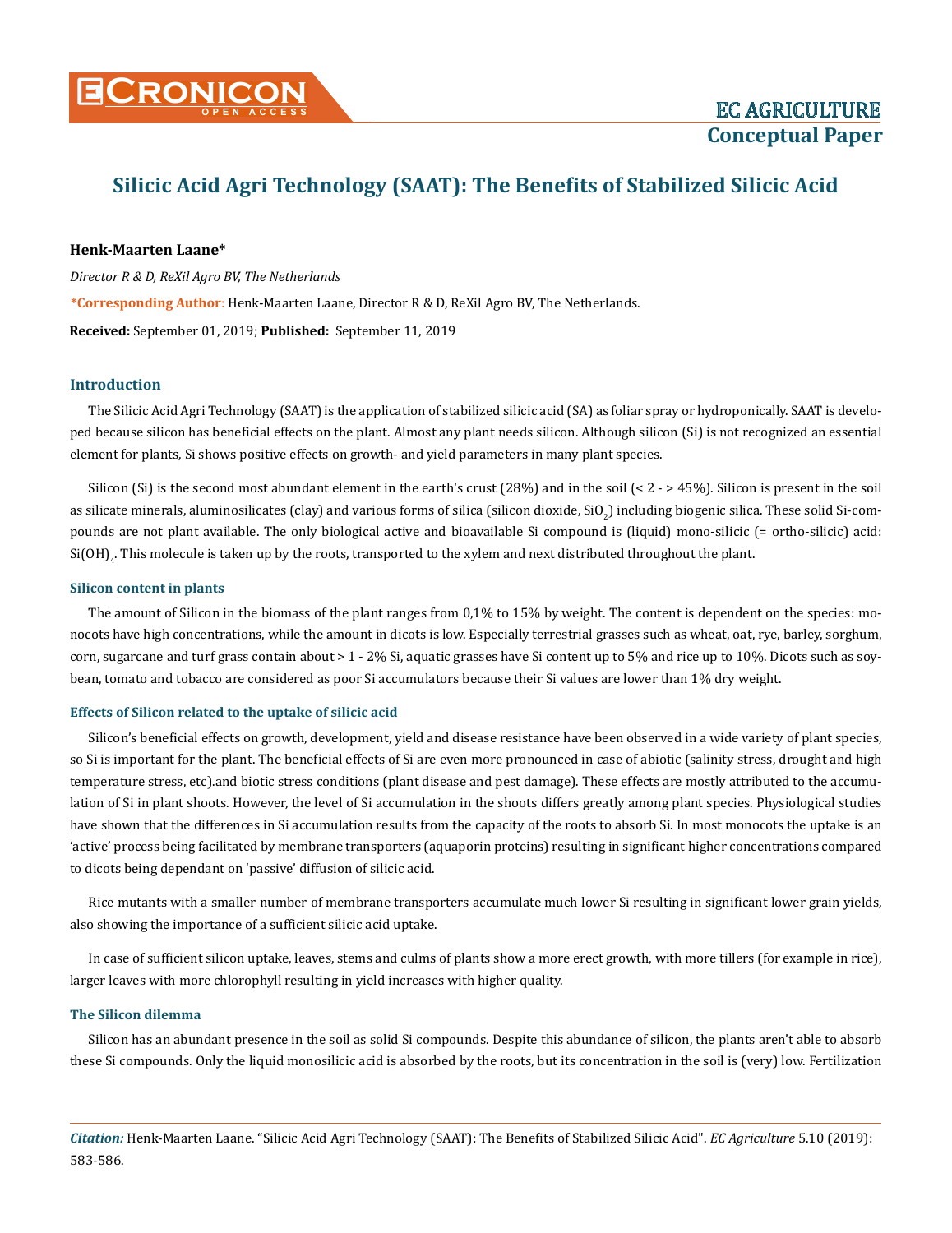EC AGRICULTURE
Conceptual Paper

# Silicic Acid Agri Technology (SAAT): The Benefits of Stabilized Silicic Acid

**Henk-Maarten Laane***

*Director R & D, ReXil Agro BV, The Netherlands*

**\*Corresponding Author**: Henk-Maarten Laane, Director R & D, ReXil Agro BV, The Netherlands.

**Received:** September 01, 2019; **Published:** September 11, 2019

## Introduction

The Silicic Acid Agri Technology (SAAT) is the application of stabilized silicic acid (SA) as foliar spray or hydroponically. SAAT is developed because silicon has beneficial effects on the plant. Almost any plant needs silicon. Although silicon (Si) is not recognized an essential element for plants, Si shows positive effects on growth- and yield parameters in many plant species.

Silicon (Si) is the second most abundant element in the earth's crust (28%) and in the soil (< 2 - > 45%). Silicon is present in the soil as silicate minerals, aluminosilicates (clay) and various forms of silica (silicon dioxide, $SiO_2$) including biogenic silica. These solid Si-compounds are not plant available. The only biological active and bioavailable Si compound is (liquid) mono-silicic (= ortho-silicic) acid: $Si(OH)_4$. This molecule is taken up by the roots, transported to the xylem and next distributed throughout the plant.

### Silicon content in plants

The amount of Silicon in the biomass of the plant ranges from 0,1% to 15% by weight. The content is dependent on the species: monocots have high concentrations, while the amount in dicots is low. Especially terrestrial grasses such as wheat, oat, rye, barley, sorghum, corn, sugarcane and turf grass contain about > 1 - 2% Si, aquatic grasses have Si content up to 5% and rice up to 10%. Dicots such as soybean, tomato and tobacco are considered as poor Si accumulators because their Si values are lower than 1% dry weight.

### Effects of Silicon related to the uptake of silicic acid

Silicon's beneficial effects on growth, development, yield and disease resistance have been observed in a wide variety of plant species, so Si is important for the plant. The beneficial effects of Si are even more pronounced in case of abiotic (salinity stress, drought and high temperature stress, etc).and biotic stress conditions (plant disease and pest damage). These effects are mostly attributed to the accumulation of Si in plant shoots. However, the level of Si accumulation in the shoots differs greatly among plant species. Physiological studies have shown that the differences in Si accumulation results from the capacity of the roots to absorb Si. In most monocots the uptake is an 'active' process being facilitated by membrane transporters (aquaporin proteins) resulting in significant higher concentrations compared to dicots being dependant on 'passive' diffusion of silicic acid.

Rice mutants with a smaller number of membrane transporters accumulate much lower Si resulting in significant lower grain yields, also showing the importance of a sufficient silicic acid uptake.

In case of sufficient silicon uptake, leaves, stems and culms of plants show a more erect growth, with more tillers (for example in rice), larger leaves with more chlorophyll resulting in yield increases with higher quality.

### The Silicon dilemma

Silicon has an abundant presence in the soil as solid Si compounds. Despite this abundance of silicon, the plants aren't able to absorb these Si compounds. Only the liquid monosilicic acid is absorbed by the roots, but its concentration in the soil is (very) low. Fertilization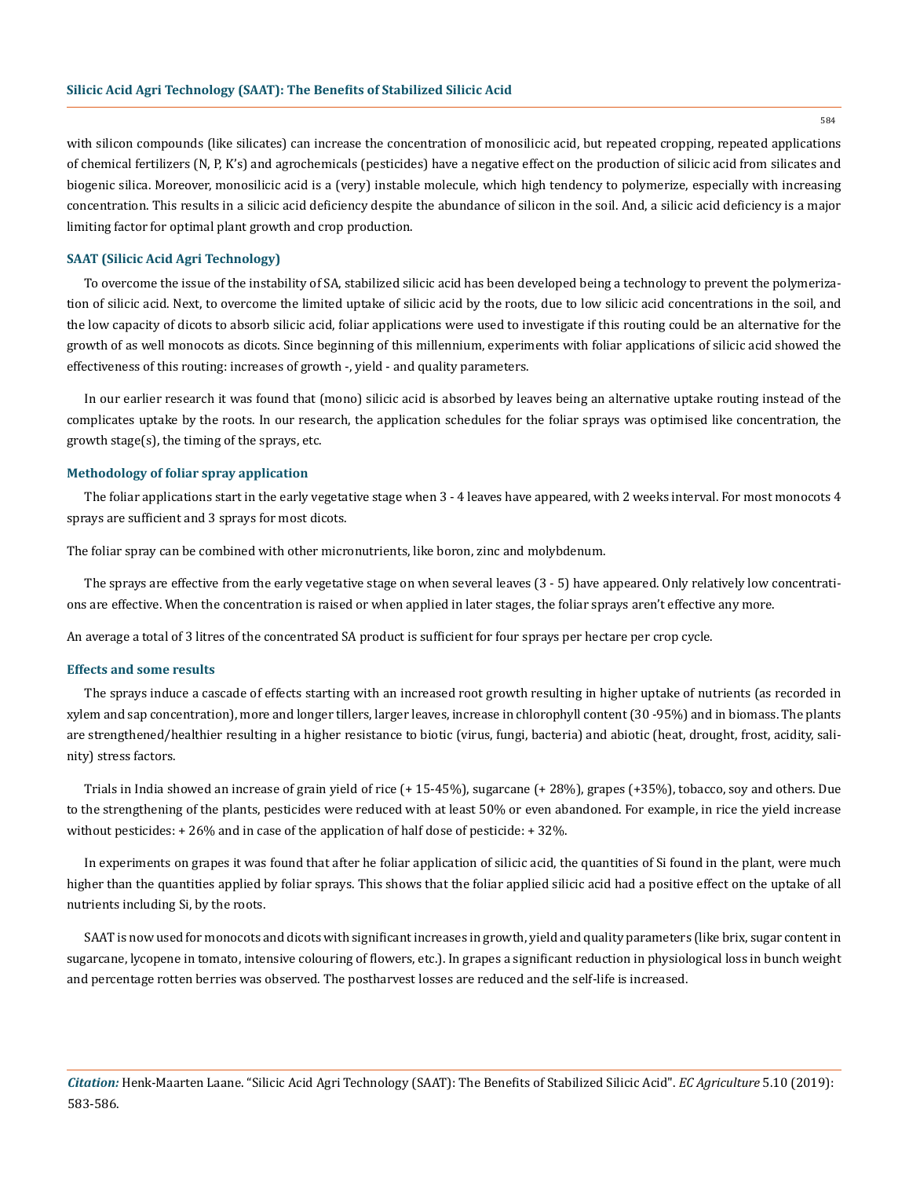with silicon compounds (like silicates) can increase the concentration of monosilicic acid, but repeated cropping, repeated applications of chemical fertilizers (N, P, K's) and agrochemicals (pesticides) have a negative effect on the production of silicic acid from silicates and biogenic silica. Moreover, monosilicic acid is a (very) instable molecule, which high tendency to polymerize, especially with increasing concentration. This results in a silicic acid deficiency despite the abundance of silicon in the soil. And, a silicic acid deficiency is a major limiting factor for optimal plant growth and crop production.

## SAAT (Silicic Acid Agri Technology)

To overcome the issue of the instability of SA, stabilized silicic acid has been developed being a technology to prevent the polymerization of silicic acid. Next, to overcome the limited uptake of silicic acid by the roots, due to low silicic acid concentrations in the soil, and the low capacity of dicots to absorb silicic acid, foliar applications were used to investigate if this routing could be an alternative for the growth of as well monocots as dicots. Since beginning of this millennium, experiments with foliar applications of silicic acid showed the effectiveness of this routing: increases of growth -, yield - and quality parameters.

In our earlier research it was found that (mono) silicic acid is absorbed by leaves being an alternative uptake routing instead of the complicates uptake by the roots. In our research, the application schedules for the foliar sprays was optimised like concentration, the growth stage(s), the timing of the sprays, etc.

## Methodology of foliar spray application

The foliar applications start in the early vegetative stage when 3 - 4 leaves have appeared, with 2 weeks interval. For most monocots 4 sprays are sufficient and 3 sprays for most dicots.

The foliar spray can be combined with other micronutrients, like boron, zinc and molybdenum.

The sprays are effective from the early vegetative stage on when several leaves (3 - 5) have appeared. Only relatively low concentrations are effective. When the concentration is raised or when applied in later stages, the foliar sprays aren't effective any more.

An average a total of 3 litres of the concentrated SA product is sufficient for four sprays per hectare per crop cycle.

## Effects and some results

The sprays induce a cascade of effects starting with an increased root growth resulting in higher uptake of nutrients (as recorded in xylem and sap concentration), more and longer tillers, larger leaves, increase in chlorophyll content (30 -95%) and in biomass. The plants are strengthened/healthier resulting in a higher resistance to biotic (virus, fungi, bacteria) and abiotic (heat, drought, frost, acidity, salinity) stress factors.

Trials in India showed an increase of grain yield of rice (+ 15-45%), sugarcane (+ 28%), grapes (+35%), tobacco, soy and others. Due to the strengthening of the plants, pesticides were reduced with at least 50% or even abandoned. For example, in rice the yield increase without pesticides: + 26% and in case of the application of half dose of pesticide: + 32%.

In experiments on grapes it was found that after he foliar application of silicic acid, the quantities of Si found in the plant, were much higher than the quantities applied by foliar sprays. This shows that the foliar applied silicic acid had a positive effect on the uptake of all nutrients including Si, by the roots.

SAAT is now used for monocots and dicots with significant increases in growth, yield and quality parameters (like brix, sugar content in sugarcane, lycopene in tomato, intensive colouring of flowers, etc.). In grapes a significant reduction in physiological loss in bunch weight and percentage rotten berries was observed. The postharvest losses are reduced and the self-life is increased.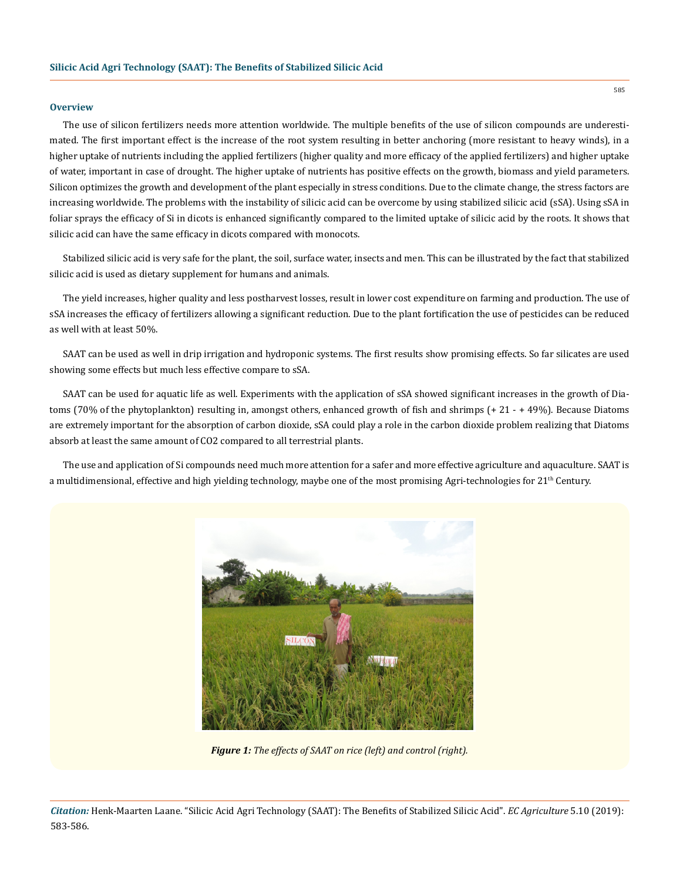### Overview

The use of silicon fertilizers needs more attention worldwide. The multiple benefits of the use of silicon compounds are underestimated. The first important effect is the increase of the root system resulting in better anchoring (more resistant to heavy winds), in a higher uptake of nutrients including the applied fertilizers (higher quality and more efficacy of the applied fertilizers) and higher uptake of water, important in case of drought. The higher uptake of nutrients has positive effects on the growth, biomass and yield parameters. Silicon optimizes the growth and development of the plant especially in stress conditions. Due to the climate change, the stress factors are increasing worldwide. The problems with the instability of silicic acid can be overcome by using stabilized silicic acid (sSA). Using sSA in foliar sprays the efficacy of Si in dicots is enhanced significantly compared to the limited uptake of silicic acid by the roots. It shows that silicic acid can have the same efficacy in dicots compared with monocots.

Stabilized silicic acid is very safe for the plant, the soil, surface water, insects and men. This can be illustrated by the fact that stabilized silicic acid is used as dietary supplement for humans and animals.

The yield increases, higher quality and less postharvest losses, result in lower cost expenditure on farming and production. The use of sSA increases the efficacy of fertilizers allowing a significant reduction. Due to the plant fortification the use of pesticides can be reduced as well with at least 50%.

SAAT can be used as well in drip irrigation and hydroponic systems. The first results show promising effects. So far silicates are used showing some effects but much less effective compare to sSA.

SAAT can be used for aquatic life as well. Experiments with the application of sSA showed significant increases in the growth of Diatoms (70% of the phytoplankton) resulting in, amongst others, enhanced growth of fish and shrimps (+ 21 - + 49%). Because Diatoms are extremely important for the absorption of carbon dioxide, sSA could play a role in the carbon dioxide problem realizing that Diatoms absorb at least the same amount of $CO_2$ compared to all terrestrial plants.

The use and application of Si compounds need much more attention for a safer and more effective agriculture and aquaculture. SAAT is a multidimensional, effective and high yielding technology, maybe one of the most promising Agri-technologies for 21$^{th}$ Century.

***Figure 1:*** *The effects of SAAT on rice (left) and control (right).*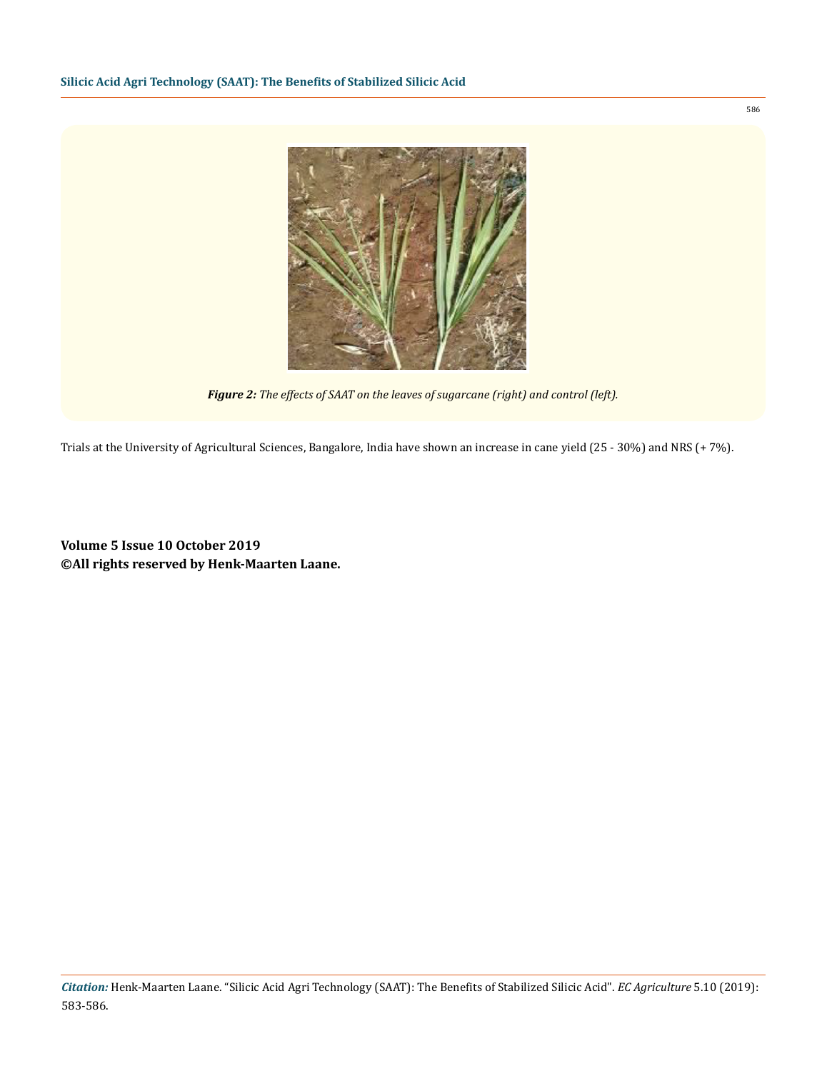*__Figure 2:__ The effects of SAAT on the leaves of sugarcane (right) and control (left).*

Trials at the University of Agricultural Sciences, Bangalore, India have shown an increase in cane yield (25 - 30%) and NRS (+ 7%).

**Volume 5 Issue 10 October 2019**
**©All rights reserved by Henk-Maarten Laane.**